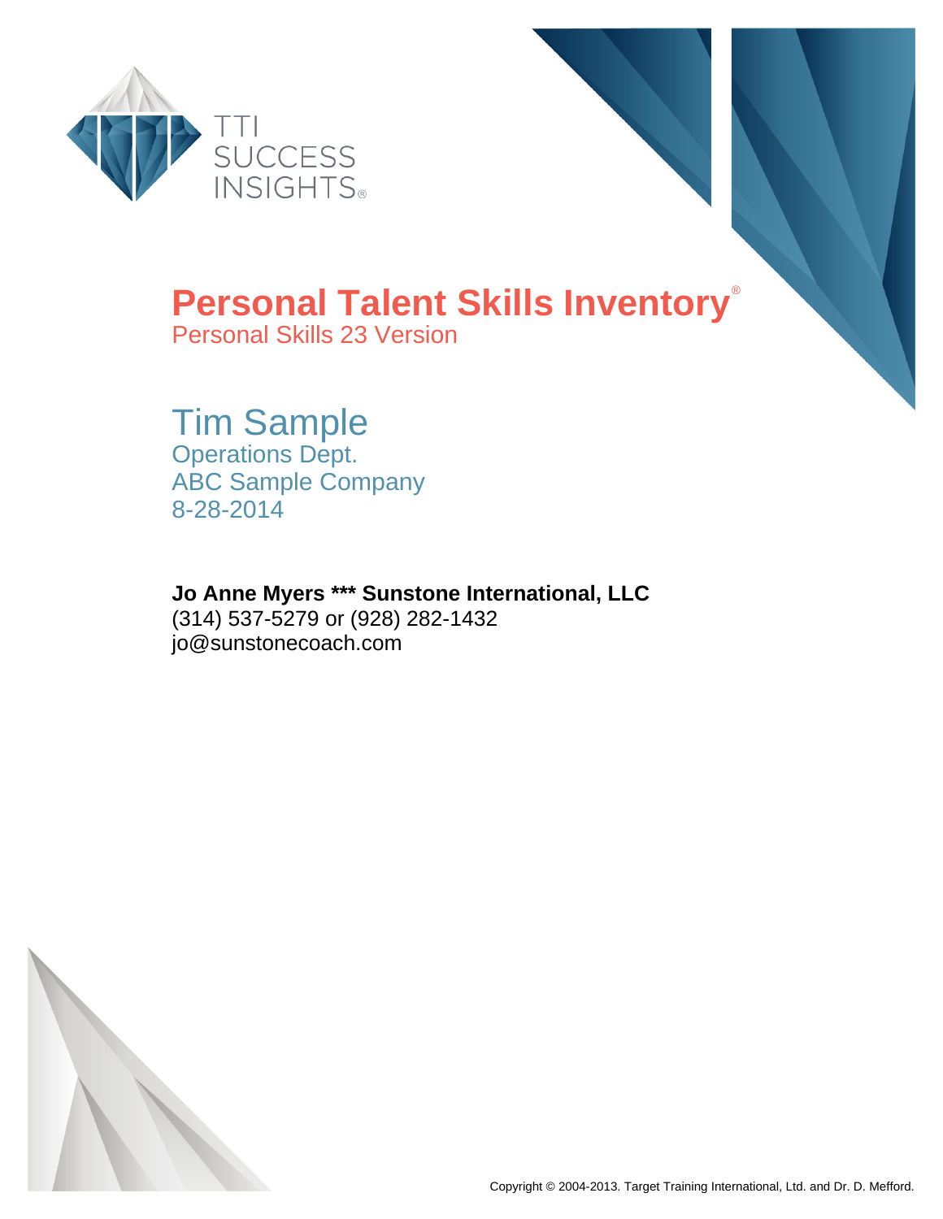TTI SUCCESS INSIGHTS®

# Personal Talent Skills Inventory®

Personal Skills 23 Version

## Tim Sample

Operations Dept.
ABC Sample Company
8-28-2014

**Jo Anne Myers *** Sunstone International, LLC**
(314) 537-5279 or (928) 282-1432
jo@sunstonecoach.com

Copyright © 2004-2013. Target Training International, Ltd. and Dr. D. Mefford.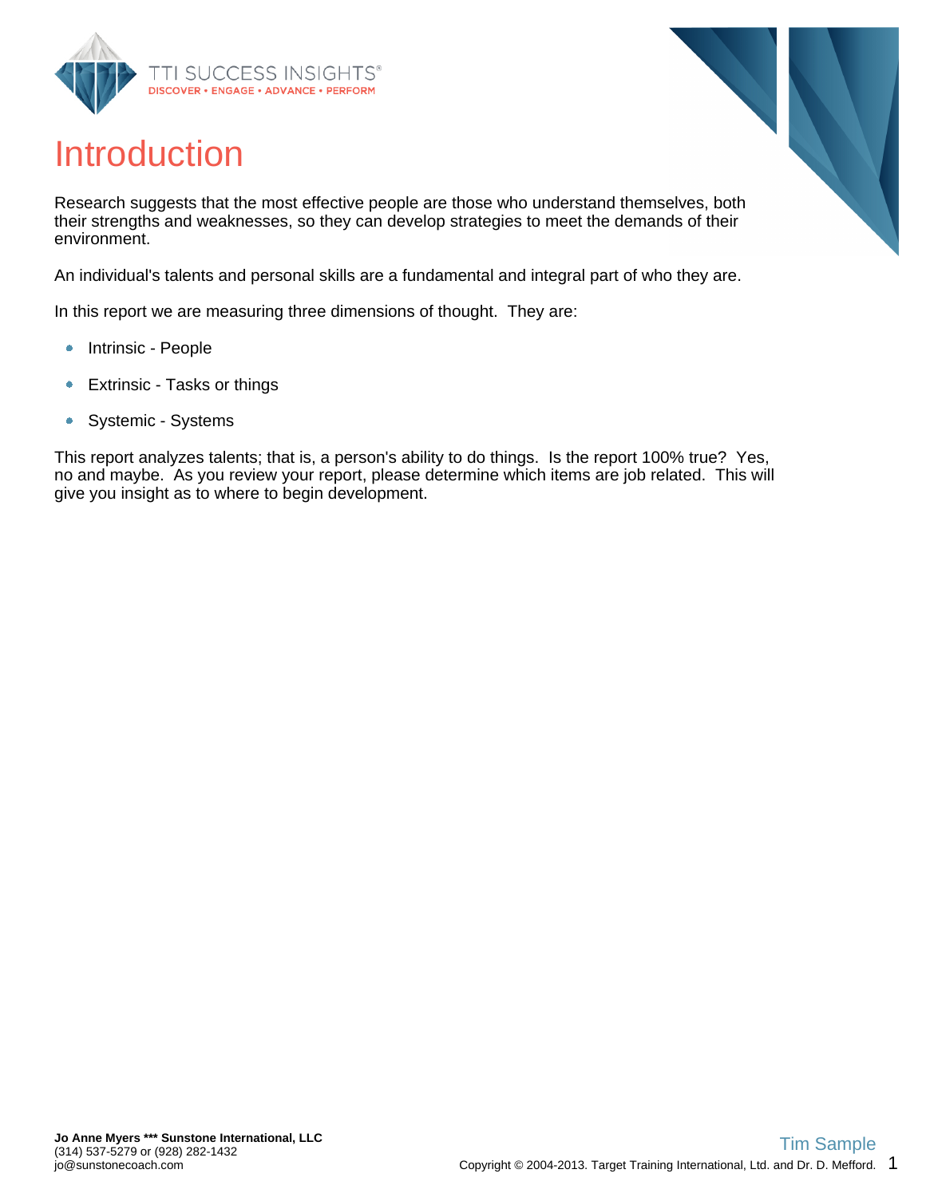# Introduction

Research suggests that the most effective people are those who understand themselves, both their strengths and weaknesses, so they can develop strategies to meet the demands of their environment.

An individual's talents and personal skills are a fundamental and integral part of who they are.

In this report we are measuring three dimensions of thought. They are:

- Intrinsic - People
- Extrinsic - Tasks or things
- Systemic - Systems

This report analyzes talents; that is, a person's ability to do things. Is the report 100% true? Yes, no and maybe. As you review your report, please determine which items are job related. This will give you insight as to where to begin development.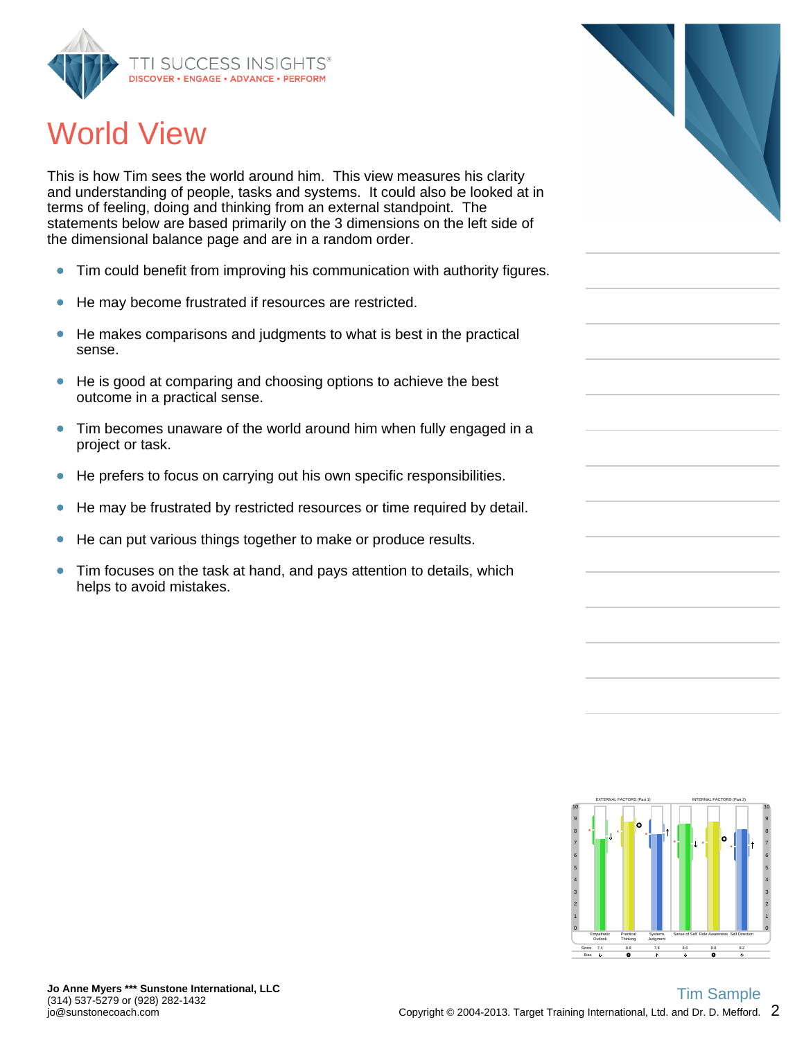# World View

This is how Tim sees the world around him. This view measures his clarity and understanding of people, tasks and systems. It could also be looked at in terms of feeling, doing and thinking from an external standpoint. The statements below are based primarily on the 3 dimensions on the left side of the dimensional balance page and are in a random order.

- Tim could benefit from improving his communication with authority figures.
- He may become frustrated if resources are restricted.
- He makes comparisons and judgments to what is best in the practical sense.
- He is good at comparing and choosing options to achieve the best outcome in a practical sense.
- Tim becomes unaware of the world around him when fully engaged in a project or task.
- He prefers to focus on carrying out his own specific responsibilities.
- He may be frustrated by restricted resources or time required by detail.
- He can put various things together to make or produce results.
- Tim focuses on the task at hand, and pays attention to details, which helps to avoid mistakes.

| | EXTERNAL FACTORS (Part 1) | | | INTERNAL FACTORS (Part 2) | | |
|---|---|---|---|---|---|---|
| | Empathetic Outlook | Practical Thinking | Systems Judgment | Sense of Self | Role Awareness | Self Direction |
| Score | 7.4 | 8.8 | 7.8 | 8.6 | 8.8 | 8.2 |

**Jo Anne Myers *** Sunstone International, LLC**
(314) 537-5279 or (928) 282-1432
jo@sunstonecoach.com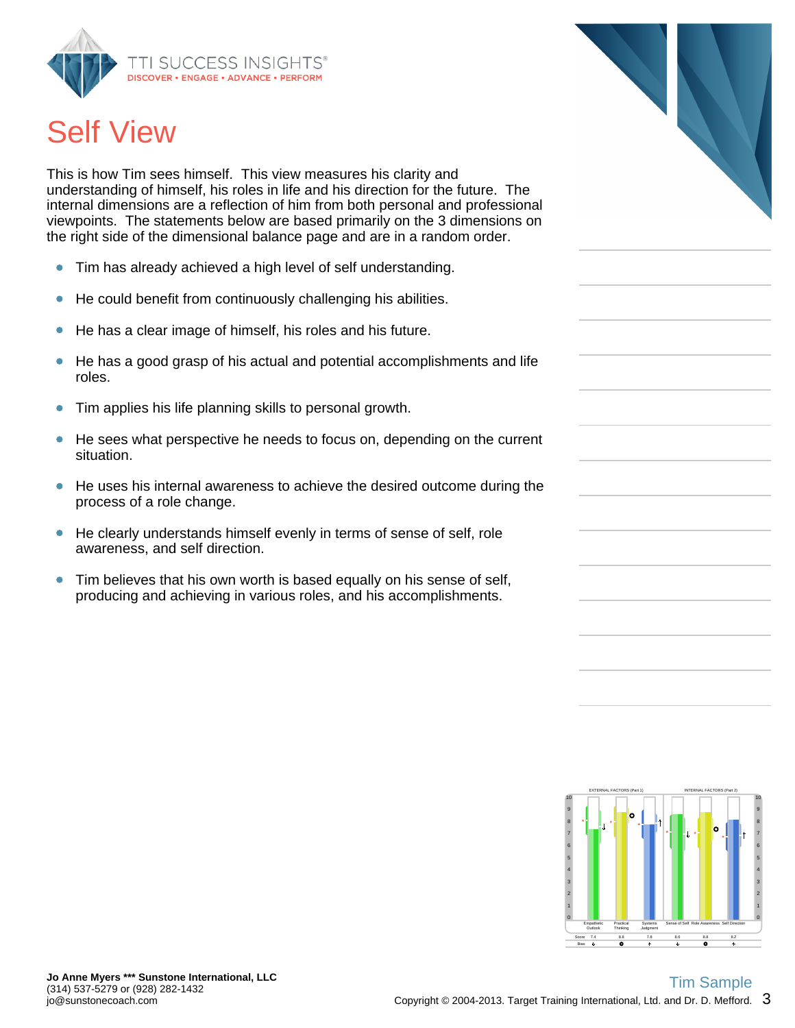# Self View

This is how Tim sees himself. This view measures his clarity and understanding of himself, his roles in life and his direction for the future. The internal dimensions are a reflection of him from both personal and professional viewpoints. The statements below are based primarily on the 3 dimensions on the right side of the dimensional balance page and are in a random order.

- Tim has already achieved a high level of self understanding.
- He could benefit from continuously challenging his abilities.
- He has a clear image of himself, his roles and his future.
- He has a good grasp of his actual and potential accomplishments and life roles.
- Tim applies his life planning skills to personal growth.
- He sees what perspective he needs to focus on, depending on the current situation.
- He uses his internal awareness to achieve the desired outcome during the process of a role change.
- He clearly understands himself evenly in terms of sense of self, role awareness, and self direction.
- Tim believes that his own worth is based equally on his sense of self, producing and achieving in various roles, and his accomplishments.

| | EXTERNAL FACTORS (Part 1) | | | INTERNAL FACTORS (Part 2) | | |
|---|---|---|---|---|---|---|
| | Empathetic Outlook | Practical Thinking | Systems Judgment | Sense of Self | Role Awareness | Self Direction |
| Score | 7.4 | 8.8 | 7.8 | 8.6 | 8.8 | 8.2 |

Jo Anne Myers *** Sunstone International, LLC
(314) 537-5279 or (928) 282-1432
jo@sunstonecoach.com

Tim Sample

Copyright © 2004-2013. Target Training International, Ltd. and Dr. D. Mefford.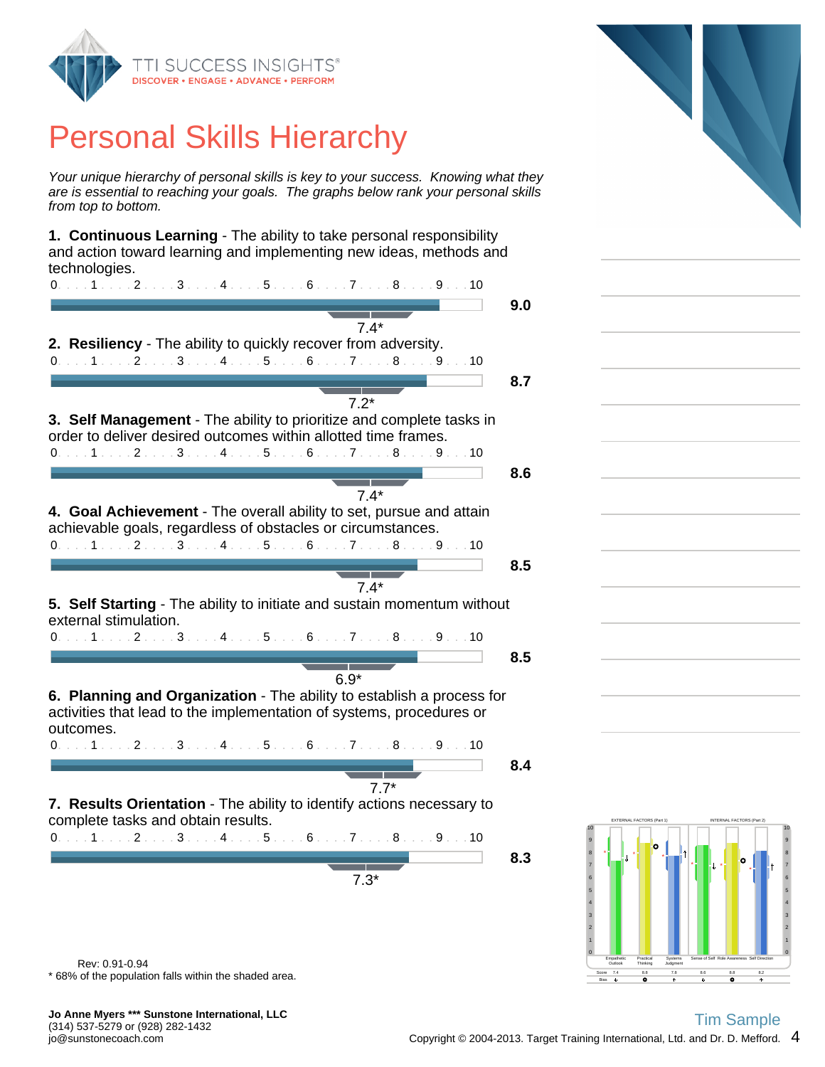# Personal Skills Hierarchy

*Your unique hierarchy of personal skills is key to your success. Knowing what they are is essential to reaching your goals. The graphs below rank your personal skills from top to bottom.*

**1. Continuous Learning** - The ability to take personal responsibility and action toward learning and implementing new ideas, methods and technologies.

0 . . . 1 . . . 2 . . . 3 . . . 4 . . . 5 . . . 6 . . . 7 . . . 8 . . . 9 . . . 10

**9.0**

7.4*

**2. Resiliency** - The ability to quickly recover from adversity.

0 . . . 1 . . . 2 . . . 3 . . . 4 . . . 5 . . . 6 . . . 7 . . . 8 . . . 9 . . . 10

**8.7**

7.2*

**3. Self Management** - The ability to prioritize and complete tasks in order to deliver desired outcomes within allotted time frames.

0 . . . 1 . . . 2 . . . 3 . . . 4 . . . 5 . . . 6 . . . 7 . . . 8 . . . 9 . . . 10

**8.6**

7.4*

**4. Goal Achievement** - The overall ability to set, pursue and attain achievable goals, regardless of obstacles or circumstances.

0 . . . 1 . . . 2 . . . 3 . . . 4 . . . 5 . . . 6 . . . 7 . . . 8 . . . 9 . . . 10

**8.5**

7.4*

**5. Self Starting** - The ability to initiate and sustain momentum without external stimulation.

0 . . . 1 . . . 2 . . . 3 . . . 4 . . . 5 . . . 6 . . . 7 . . . 8 . . . 9 . . . 10

**8.5**

6.9*

**6. Planning and Organization** - The ability to establish a process for activities that lead to the implementation of systems, procedures or outcomes.

0 . . . 1 . . . 2 . . . 3 . . . 4 . . . 5 . . . 6 . . . 7 . . . 8 . . . 9 . . . 10

**8.4**

7.7*

**7. Results Orientation** - The ability to identify actions necessary to complete tasks and obtain results.

0 . . . 1 . . . 2 . . . 3 . . . 4 . . . 5 . . . 6 . . . 7 . . . 8 . . . 9 . . . 10

**8.3**

7.3*

| | Empathetic Outlook | Practical Thinking | Systems Judgment | Sense of Self | Role Awareness | Self Direction |
|---|---|---|---|---|---|---|
| Score | 7.4 | 8.8 | 7.8 | 8.6 | 8.8 | 8.2 |

Rev: 0.91-0.94

\* 68% of the population falls within the shaded area.

**Jo Anne Myers \*\*\* Sunstone International, LLC**
(314) 537-5279 or (928) 282-1432
jo@sunstonecoach.com

Tim Sample

Copyright © 2004-2013. Target Training International, Ltd. and Dr. D. Mefford.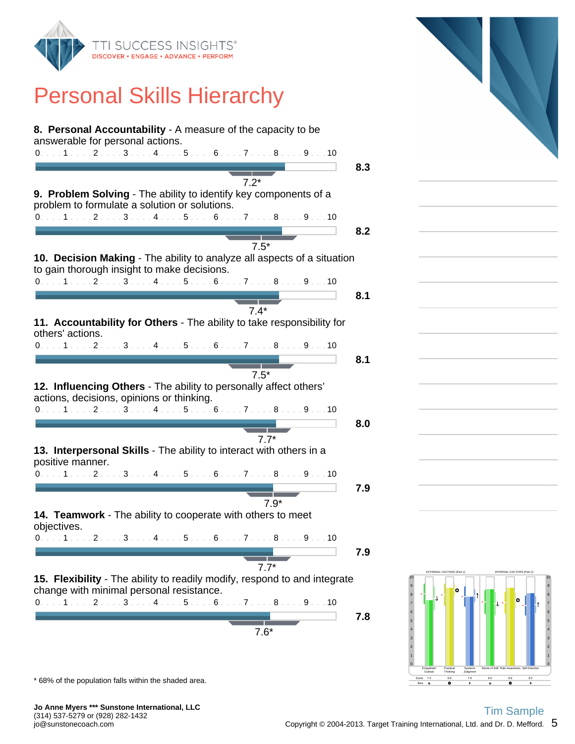# Personal Skills Hierarchy

**8. Personal Accountability** - A measure of the capacity to be answerable for personal actions.

0 . . . 1 . . . 2 . . . 3 . . . 4 . . . 5 . . . 6 . . . 7 . . . 8 . . . 9 . . . 10

**8.3**

7.2*

**9. Problem Solving** - The ability to identify key components of a problem to formulate a solution or solutions.

0 . . . 1 . . . 2 . . . 3 . . . 4 . . . 5 . . . 6 . . . 7 . . . 8 . . . 9 . . . 10

**8.2**

7.5*

**10. Decision Making** - The ability to analyze all aspects of a situation to gain thorough insight to make decisions.

0 . . . 1 . . . 2 . . . 3 . . . 4 . . . 5 . . . 6 . . . 7 . . . 8 . . . 9 . . . 10

**8.1**

7.4*

**11. Accountability for Others** - The ability to take responsibility for others' actions.

0 . . . 1 . . . 2 . . . 3 . . . 4 . . . 5 . . . 6 . . . 7 . . . 8 . . . 9 . . . 10

**8.1**

7.5*

**12. Influencing Others** - The ability to personally affect others' actions, decisions, opinions or thinking.

0 . . . 1 . . . 2 . . . 3 . . . 4 . . . 5 . . . 6 . . . 7 . . . 8 . . . 9 . . . 10

**8.0**

7.7*

**13. Interpersonal Skills** - The ability to interact with others in a positive manner.

0 . . . 1 . . . 2 . . . 3 . . . 4 . . . 5 . . . 6 . . . 7 . . . 8 . . . 9 . . . 10

**7.9**

7.9*

**14. Teamwork** - The ability to cooperate with others to meet objectives.

0 . . . 1 . . . 2 . . . 3 . . . 4 . . . 5 . . . 6 . . . 7 . . . 8 . . . 9 . . . 10

**7.9**

7.7*

**15. Flexibility** - The ability to readily modify, respond to and integrate change with minimal personal resistance.

0 . . . 1 . . . 2 . . . 3 . . . 4 . . . 5 . . . 6 . . . 7 . . . 8 . . . 9 . . . 10

**7.8**

7.6*

* 68% of the population falls within the shaded area.

| | EXTERNAL FACTORS (Part 1) | | | INTERNAL FACTORS (Part 2) | | |
|---|---|---|---|---|---|---|
| | Empathetic Outlook | Practical Thinking | Systems Judgment | Sense of Self | Role Awareness | Self Direction |
| Score | 7.4 | 8.8 | 7.8 | 8.6 | 8.8 | 8.2 |

**Jo Anne Myers *** Sunstone International, LLC**
(314) 537-5279 or (928) 282-1432
jo@sunstonecoach.com

Tim Sample

Copyright © 2004-2013. Target Training International, Ltd. and Dr. D. Mefford.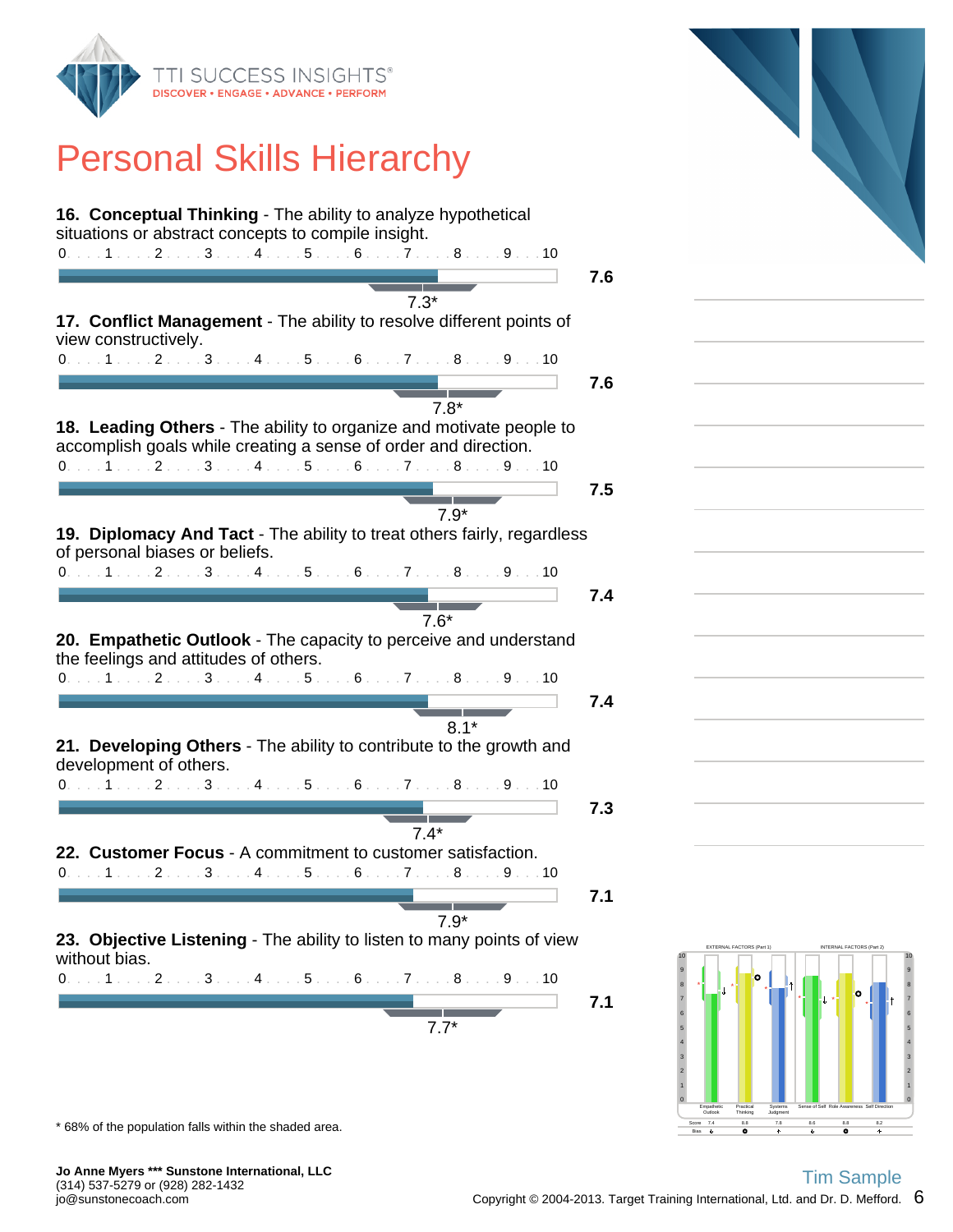# Personal Skills Hierarchy

**16. Conceptual Thinking** - The ability to analyze hypothetical situations or abstract concepts to compile insight.

0 . . . 1 . . . 2 . . . 3 . . . 4 . . . 5 . . . 6 . . . 7 . . . 8 . . . 9 . . . 10

**7.6**

7.3*

**17. Conflict Management** - The ability to resolve different points of view constructively.

0 . . . 1 . . . 2 . . . 3 . . . 4 . . . 5 . . . 6 . . . 7 . . . 8 . . . 9 . . . 10

**7.6**

7.8*

**18. Leading Others** - The ability to organize and motivate people to accomplish goals while creating a sense of order and direction.

0 . . . 1 . . . 2 . . . 3 . . . 4 . . . 5 . . . 6 . . . 7 . . . 8 . . . 9 . . . 10

**7.5**

7.9*

**19. Diplomacy And Tact** - The ability to treat others fairly, regardless of personal biases or beliefs.

0 . . . 1 . . . 2 . . . 3 . . . 4 . . . 5 . . . 6 . . . 7 . . . 8 . . . 9 . . . 10

**7.4**

7.6*

**20. Empathetic Outlook** - The capacity to perceive and understand the feelings and attitudes of others.

0 . . . 1 . . . 2 . . . 3 . . . 4 . . . 5 . . . 6 . . . 7 . . . 8 . . . 9 . . . 10

**7.4**

8.1*

**21. Developing Others** - The ability to contribute to the growth and development of others.

0 . . . 1 . . . 2 . . . 3 . . . 4 . . . 5 . . . 6 . . . 7 . . . 8 . . . 9 . . . 10

**7.3**

7.4*

**22. Customer Focus** - A commitment to customer satisfaction.

0 . . . 1 . . . 2 . . . 3 . . . 4 . . . 5 . . . 6 . . . 7 . . . 8 . . . 9 . . . 10

**7.1**

7.9*

**23. Objective Listening** - The ability to listen to many points of view without bias.

0 . . . 1 . . . 2 . . . 3 . . . 4 . . . 5 . . . 6 . . . 7 . . . 8 . . . 9 . . . 10

**7.1**

7.7*

* 68% of the population falls within the shaded area.

| | EXTERNAL FACTORS (Part 1) | | | INTERNAL FACTORS (Part 2) | | |
|---|---|---|---|---|---|---|
| | Empathetic Outlook | Practical Thinking | Systems Judgment | Sense of Self | Role Awareness | Self Direction |
| Score | 7.4 | 8.8 | 7.8 | 8.6 | 8.8 | 8.2 |

**Jo Anne Myers *** Sunstone International, LLC**
(314) 537-5279 or (928) 282-1432
jo@sunstonecoach.com

Tim Sample

Copyright © 2004-2013. Target Training International, Ltd. and Dr. D. Mefford.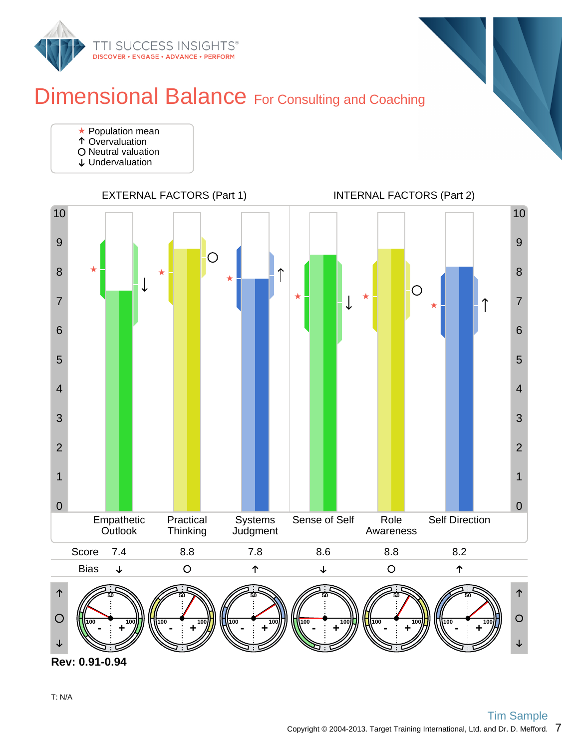# Dimensional Balance For Consulting and Coaching

- ★ Population mean
- ↑ Overvaluation
- O Neutral valuation
- ↓ Undervaluation

EXTERNAL FACTORS (Part 1) | INTERNAL FACTORS (Part 2)

| | Empathetic Outlook | Practical Thinking | Systems Judgment | Sense of Self | Role Awareness | Self Direction |
|---|---|---|---|---|---|---|
| Score | 7.4 | 8.8 | 7.8 | 8.6 | 8.8 | 8.2 |
| Bias | ↓ | O | ↑ | ↓ | O | ↑ |

**Rev: 0.91-0.94**

T: N/A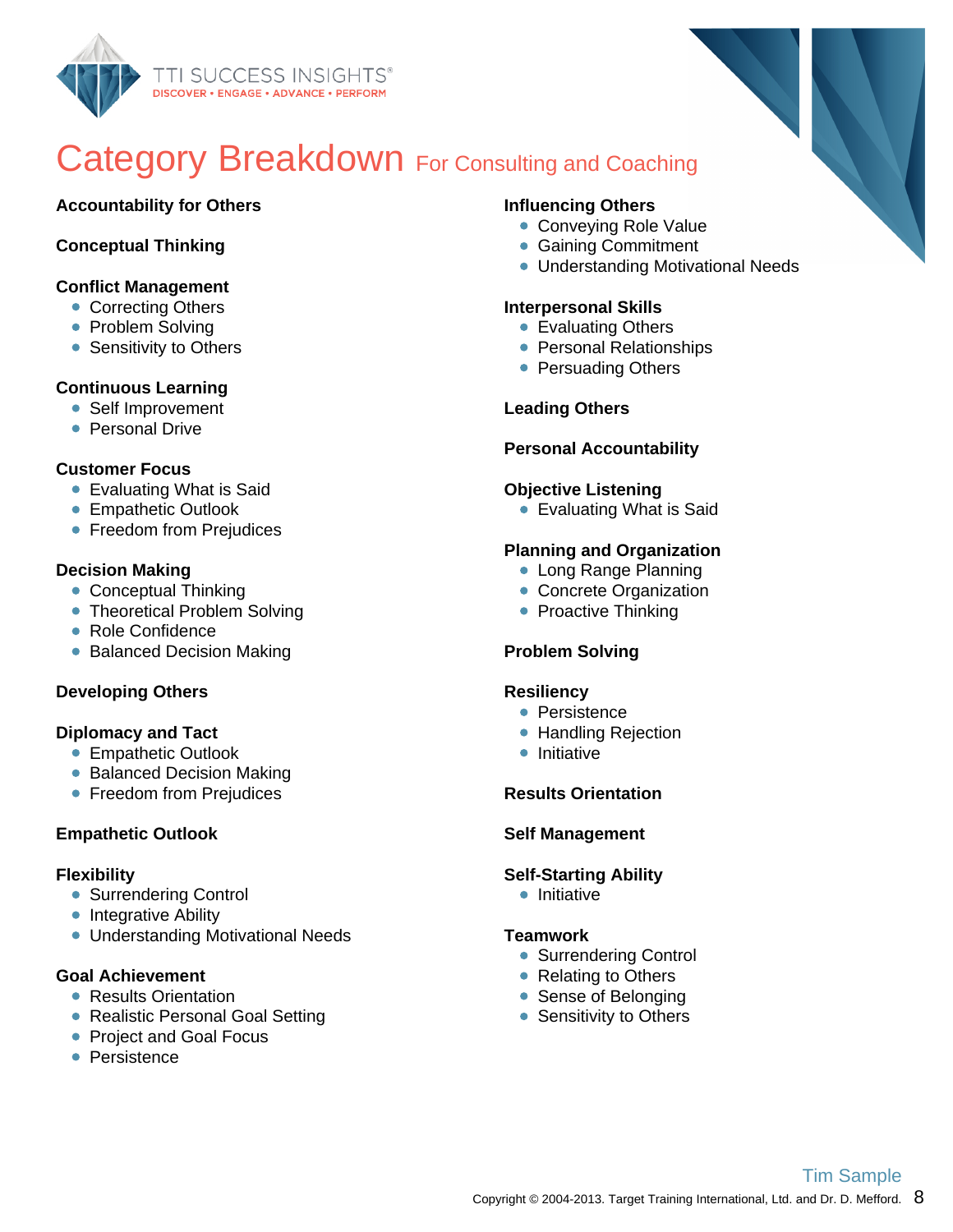# Category Breakdown For Consulting and Coaching

**Accountability for Others**

**Conceptual Thinking**

**Conflict Management**
- Correcting Others
- Problem Solving
- Sensitivity to Others

**Continuous Learning**
- Self Improvement
- Personal Drive

**Customer Focus**
- Evaluating What is Said
- Empathetic Outlook
- Freedom from Prejudices

**Decision Making**
- Conceptual Thinking
- Theoretical Problem Solving
- Role Confidence
- Balanced Decision Making

**Developing Others**

**Diplomacy and Tact**
- Empathetic Outlook
- Balanced Decision Making
- Freedom from Prejudices

**Empathetic Outlook**

**Flexibility**
- Surrendering Control
- Integrative Ability
- Understanding Motivational Needs

**Goal Achievement**
- Results Orientation
- Realistic Personal Goal Setting
- Project and Goal Focus
- Persistence

**Influencing Others**
- Conveying Role Value
- Gaining Commitment
- Understanding Motivational Needs

**Interpersonal Skills**
- Evaluating Others
- Personal Relationships
- Persuading Others

**Leading Others**

**Personal Accountability**

**Objective Listening**
- Evaluating What is Said

**Planning and Organization**
- Long Range Planning
- Concrete Organization
- Proactive Thinking

**Problem Solving**

**Resiliency**
- Persistence
- Handling Rejection
- Initiative

**Results Orientation**

**Self Management**

**Self-Starting Ability**
- Initiative

**Teamwork**
- Surrendering Control
- Relating to Others
- Sense of Belonging
- Sensitivity to Others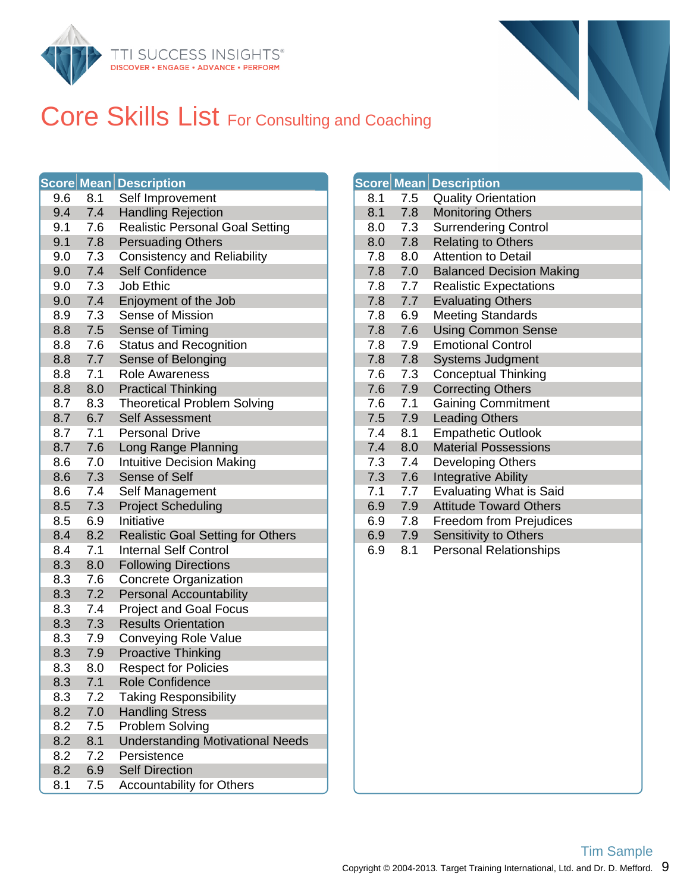TTI SUCCESS INSIGHTS®
DISCOVER • ENGAGE • ADVANCE • PERFORM

# Core Skills List For Consulting and Coaching

| Score | Mean | Description |
|---|---|---|
| 9.6 | 8.1 | Self Improvement |
| 9.4 | 7.4 | Handling Rejection |
| 9.1 | 7.6 | Realistic Personal Goal Setting |
| 9.1 | 7.8 | Persuading Others |
| 9.0 | 7.3 | Consistency and Reliability |
| 9.0 | 7.4 | Self Confidence |
| 9.0 | 7.3 | Job Ethic |
| 9.0 | 7.4 | Enjoyment of the Job |
| 8.9 | 7.3 | Sense of Mission |
| 8.8 | 7.5 | Sense of Timing |
| 8.8 | 7.6 | Status and Recognition |
| 8.8 | 7.7 | Sense of Belonging |
| 8.8 | 7.1 | Role Awareness |
| 8.8 | 8.0 | Practical Thinking |
| 8.7 | 8.3 | Theoretical Problem Solving |
| 8.7 | 6.7 | Self Assessment |
| 8.7 | 7.1 | Personal Drive |
| 8.7 | 7.6 | Long Range Planning |
| 8.6 | 7.0 | Intuitive Decision Making |
| 8.6 | 7.3 | Sense of Self |
| 8.6 | 7.4 | Self Management |
| 8.5 | 7.3 | Project Scheduling |
| 8.5 | 6.9 | Initiative |
| 8.4 | 8.2 | Realistic Goal Setting for Others |
| 8.4 | 7.1 | Internal Self Control |
| 8.3 | 8.0 | Following Directions |
| 8.3 | 7.6 | Concrete Organization |
| 8.3 | 7.2 | Personal Accountability |
| 8.3 | 7.4 | Project and Goal Focus |
| 8.3 | 7.3 | Results Orientation |
| 8.3 | 7.9 | Conveying Role Value |
| 8.3 | 7.9 | Proactive Thinking |
| 8.3 | 8.0 | Respect for Policies |
| 8.3 | 7.1 | Role Confidence |
| 8.3 | 7.2 | Taking Responsibility |
| 8.2 | 7.0 | Handling Stress |
| 8.2 | 7.5 | Problem Solving |
| 8.2 | 8.1 | Understanding Motivational Needs |
| 8.2 | 7.2 | Persistence |
| 8.2 | 6.9 | Self Direction |
| 8.1 | 7.5 | Accountability for Others |
| 8.1 | 7.5 | Quality Orientation |
| 8.1 | 7.8 | Monitoring Others |
| 8.0 | 7.3 | Surrendering Control |
| 8.0 | 7.8 | Relating to Others |
| 7.8 | 8.0 | Attention to Detail |
| 7.8 | 7.0 | Balanced Decision Making |
| 7.8 | 7.7 | Realistic Expectations |
| 7.8 | 7.7 | Evaluating Others |
| 7.8 | 6.9 | Meeting Standards |
| 7.8 | 7.6 | Using Common Sense |
| 7.8 | 7.9 | Emotional Control |
| 7.8 | 7.8 | Systems Judgment |
| 7.6 | 7.3 | Conceptual Thinking |
| 7.6 | 7.9 | Correcting Others |
| 7.6 | 7.1 | Gaining Commitment |
| 7.5 | 7.9 | Leading Others |
| 7.4 | 8.1 | Empathetic Outlook |
| 7.4 | 8.0 | Material Possessions |
| 7.3 | 7.4 | Developing Others |
| 7.3 | 7.6 | Integrative Ability |
| 7.1 | 7.7 | Evaluating What is Said |
| 6.9 | 7.9 | Attitude Toward Others |
| 6.9 | 7.8 | Freedom from Prejudices |
| 6.9 | 7.9 | Sensitivity to Others |
| 6.9 | 8.1 | Personal Relationships |

Tim Sample

Copyright © 2004-2013. Target Training International, Ltd. and Dr. D. Mefford.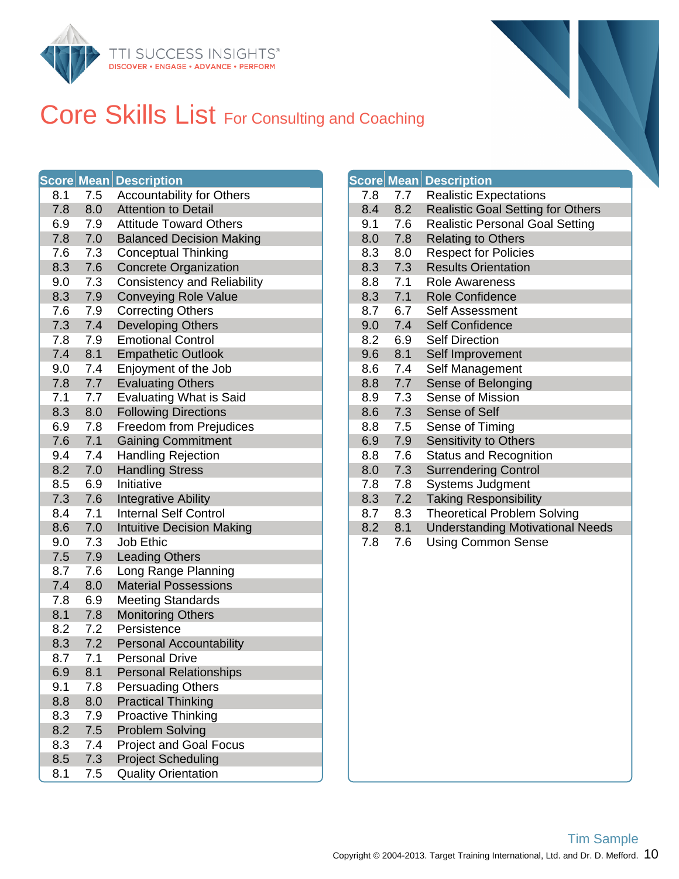# Core Skills List For Consulting and Coaching

| Score | Mean | Description |
|---|---|---|
| 8.1 | 7.5 | Accountability for Others |
| 7.8 | 8.0 | Attention to Detail |
| 6.9 | 7.9 | Attitude Toward Others |
| 7.8 | 7.0 | Balanced Decision Making |
| 7.6 | 7.3 | Conceptual Thinking |
| 8.3 | 7.6 | Concrete Organization |
| 9.0 | 7.3 | Consistency and Reliability |
| 8.3 | 7.9 | Conveying Role Value |
| 7.6 | 7.9 | Correcting Others |
| 7.3 | 7.4 | Developing Others |
| 7.8 | 7.9 | Emotional Control |
| 7.4 | 8.1 | Empathetic Outlook |
| 9.0 | 7.4 | Enjoyment of the Job |
| 7.8 | 7.7 | Evaluating Others |
| 7.1 | 7.7 | Evaluating What is Said |
| 8.3 | 8.0 | Following Directions |
| 6.9 | 7.8 | Freedom from Prejudices |
| 7.6 | 7.1 | Gaining Commitment |
| 9.4 | 7.4 | Handling Rejection |
| 8.2 | 7.0 | Handling Stress |
| 8.5 | 6.9 | Initiative |
| 7.3 | 7.6 | Integrative Ability |
| 8.4 | 7.1 | Internal Self Control |
| 8.6 | 7.0 | Intuitive Decision Making |
| 9.0 | 7.3 | Job Ethic |
| 7.5 | 7.9 | Leading Others |
| 8.7 | 7.6 | Long Range Planning |
| 7.4 | 8.0 | Material Possessions |
| 7.8 | 6.9 | Meeting Standards |
| 8.1 | 7.8 | Monitoring Others |
| 8.2 | 7.2 | Persistence |
| 8.3 | 7.2 | Personal Accountability |
| 8.7 | 7.1 | Personal Drive |
| 6.9 | 8.1 | Personal Relationships |
| 9.1 | 7.8 | Persuading Others |
| 8.8 | 8.0 | Practical Thinking |
| 8.3 | 7.9 | Proactive Thinking |
| 8.2 | 7.5 | Problem Solving |
| 8.3 | 7.4 | Project and Goal Focus |
| 8.5 | 7.3 | Project Scheduling |
| 8.1 | 7.5 | Quality Orientation |

| Score | Mean | Description |
|---|---|---|
| 7.8 | 7.7 | Realistic Expectations |
| 8.4 | 8.2 | Realistic Goal Setting for Others |
| 9.1 | 7.6 | Realistic Personal Goal Setting |
| 8.0 | 7.8 | Relating to Others |
| 8.3 | 8.0 | Respect for Policies |
| 8.3 | 7.3 | Results Orientation |
| 8.8 | 7.1 | Role Awareness |
| 8.3 | 7.1 | Role Confidence |
| 8.7 | 6.7 | Self Assessment |
| 9.0 | 7.4 | Self Confidence |
| 8.2 | 6.9 | Self Direction |
| 9.6 | 8.1 | Self Improvement |
| 8.6 | 7.4 | Self Management |
| 8.8 | 7.7 | Sense of Belonging |
| 8.9 | 7.3 | Sense of Mission |
| 8.6 | 7.3 | Sense of Self |
| 8.8 | 7.5 | Sense of Timing |
| 6.9 | 7.9 | Sensitivity to Others |
| 8.8 | 7.6 | Status and Recognition |
| 8.0 | 7.3 | Surrendering Control |
| 7.8 | 7.8 | Systems Judgment |
| 8.3 | 7.2 | Taking Responsibility |
| 8.7 | 8.3 | Theoretical Problem Solving |
| 8.2 | 8.1 | Understanding Motivational Needs |
| 7.8 | 7.6 | Using Common Sense |

Tim Sample

Copyright © 2004-2013. Target Training International, Ltd. and Dr. D. Mefford.